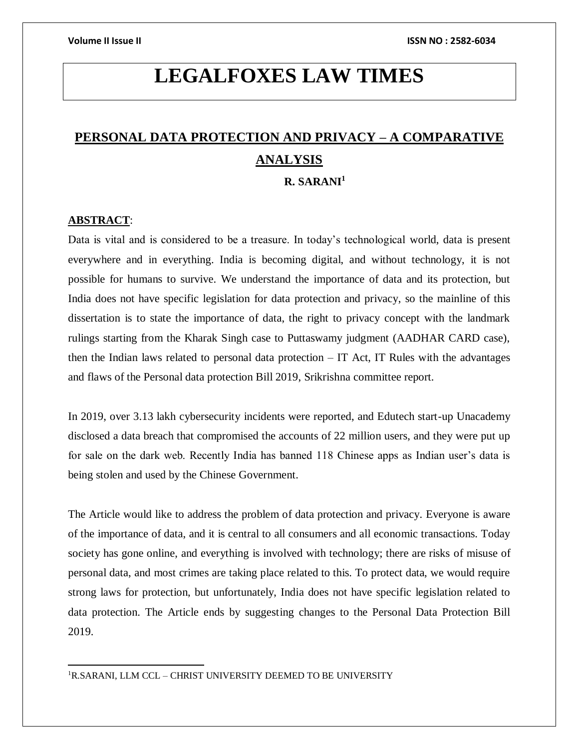# LEGALFOXES LAW TIMES

## PERSONAL DATA PROTECTION AND PRIVACY – A COMPARATIVE ANALYSIS

**R. SARANI[1]**

**ABSTRACT**:

Data is vital and is considered to be a treasure. In today's technological world, data is present everywhere and in everything. India is becoming digital, and without technology, it is not possible for humans to survive. We understand the importance of data and its protection, but India does not have specific legislation for data protection and privacy, so the mainline of this dissertation is to state the importance of data, the right to privacy concept with the landmark rulings starting from the Kharak Singh case to Puttaswamy judgment (AADHAR CARD case), then the Indian laws related to personal data protection – IT Act, IT Rules with the advantages and flaws of the Personal data protection Bill 2019, Srikrishna committee report.

In 2019, over 3.13 lakh cybersecurity incidents were reported, and Edutech start-up Unacademy disclosed a data breach that compromised the accounts of 22 million users, and they were put up for sale on the dark web. Recently India has banned 118 Chinese apps as Indian user's data is being stolen and used by the Chinese Government.

The Article would like to address the problem of data protection and privacy. Everyone is aware of the importance of data, and it is central to all consumers and all economic transactions. Today society has gone online, and everything is involved with technology; there are risks of misuse of personal data, and most crimes are taking place related to this. To protect data, we would require strong laws for protection, but unfortunately, India does not have specific legislation related to data protection. The Article ends by suggesting changes to the Personal Data Protection Bill 2019.

---

[1] R.SARANI, LLM CCL – CHRIST UNIVERSITY DEEMED TO BE UNIVERSITY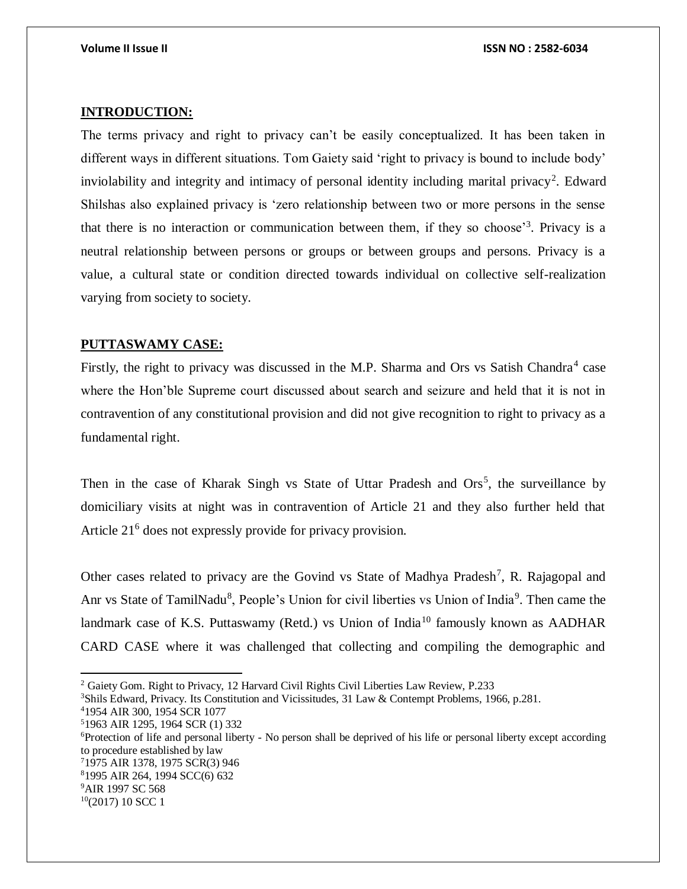## INTRODUCTION:

The terms privacy and right to privacy can't be easily conceptualized. It has been taken in different ways in different situations. Tom Gaiety said 'right to privacy is bound to include body' inviolability and integrity and intimacy of personal identity including marital privacy[2]. Edward Shilshas also explained privacy is 'zero relationship between two or more persons in the sense that there is no interaction or communication between them, if they so choose'[3]. Privacy is a neutral relationship between persons or groups or between groups and persons. Privacy is a value, a cultural state or condition directed towards individual on collective self-realization varying from society to society.

## PUTTASWAMY CASE:

Firstly, the right to privacy was discussed in the M.P. Sharma and Ors vs Satish Chandra[4] case where the Hon'ble Supreme court discussed about search and seizure and held that it is not in contravention of any constitutional provision and did not give recognition to right to privacy as a fundamental right.

Then in the case of Kharak Singh vs State of Uttar Pradesh and Ors[5], the surveillance by domiciliary visits at night was in contravention of Article 21 and they also further held that Article 21[6] does not expressly provide for privacy provision.

Other cases related to privacy are the Govind vs State of Madhya Pradesh[7], R. Rajagopal and Anr vs State of TamilNadu[8], People's Union for civil liberties vs Union of India[9]. Then came the landmark case of K.S. Puttaswamy (Retd.) vs Union of India[10] famously known as AADHAR CARD CASE where it was challenged that collecting and compiling the demographic and

---

[2] Gaiety Gom. Right to Privacy, 12 Harvard Civil Rights Civil Liberties Law Review, P.233

[3] Shils Edward, Privacy. Its Constitution and Vicissitudes, 31 Law & Contempt Problems, 1966, p.281.

[4] 1954 AIR 300, 1954 SCR 1077

[5] 1963 AIR 1295, 1964 SCR (1) 332

[6] Protection of life and personal liberty - No person shall be deprived of his life or personal liberty except according to procedure established by law

[7] 1975 AIR 1378, 1975 SCR(3) 946

[8] 1995 AIR 264, 1994 SCC(6) 632

[9] AIR 1997 SC 568

[10] (2017) 10 SCC 1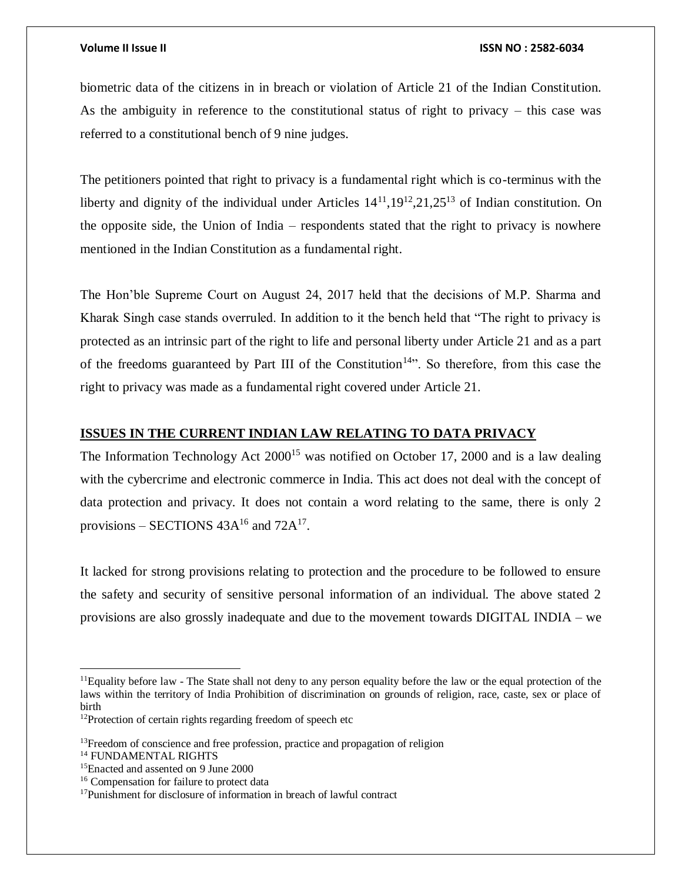biometric data of the citizens in in breach or violation of Article 21 of the Indian Constitution. As the ambiguity in reference to the constitutional status of right to privacy – this case was referred to a constitutional bench of 9 nine judges.

The petitioners pointed that right to privacy is a fundamental right which is co-terminus with the liberty and dignity of the individual under Articles 14[11],19[12],21,25[13] of Indian constitution. On the opposite side, the Union of India – respondents stated that the right to privacy is nowhere mentioned in the Indian Constitution as a fundamental right.

The Hon'ble Supreme Court on August 24, 2017 held that the decisions of M.P. Sharma and Kharak Singh case stands overruled. In addition to it the bench held that "The right to privacy is protected as an intrinsic part of the right to life and personal liberty under Article 21 and as a part of the freedoms guaranteed by Part III of the Constitution[14]". So therefore, from this case the right to privacy was made as a fundamental right covered under Article 21.

## ISSUES IN THE CURRENT INDIAN LAW RELATING TO DATA PRIVACY

The Information Technology Act 2000[15] was notified on October 17, 2000 and is a law dealing with the cybercrime and electronic commerce in India. This act does not deal with the concept of data protection and privacy. It does not contain a word relating to the same, there is only 2 provisions – SECTIONS 43A[16] and 72A[17].

It lacked for strong provisions relating to protection and the procedure to be followed to ensure the safety and security of sensitive personal information of an individual. The above stated 2 provisions are also grossly inadequate and due to the movement towards DIGITAL INDIA – we

---

[11] Equality before law - The State shall not deny to any person equality before the law or the equal protection of the laws within the territory of India Prohibition of discrimination on grounds of religion, race, caste, sex or place of birth

[12] Protection of certain rights regarding freedom of speech etc

[13] Freedom of conscience and free profession, practice and propagation of religion

[14] FUNDAMENTAL RIGHTS

[15] Enacted and assented on 9 June 2000

[16] Compensation for failure to protect data

[17] Punishment for disclosure of information in breach of lawful contract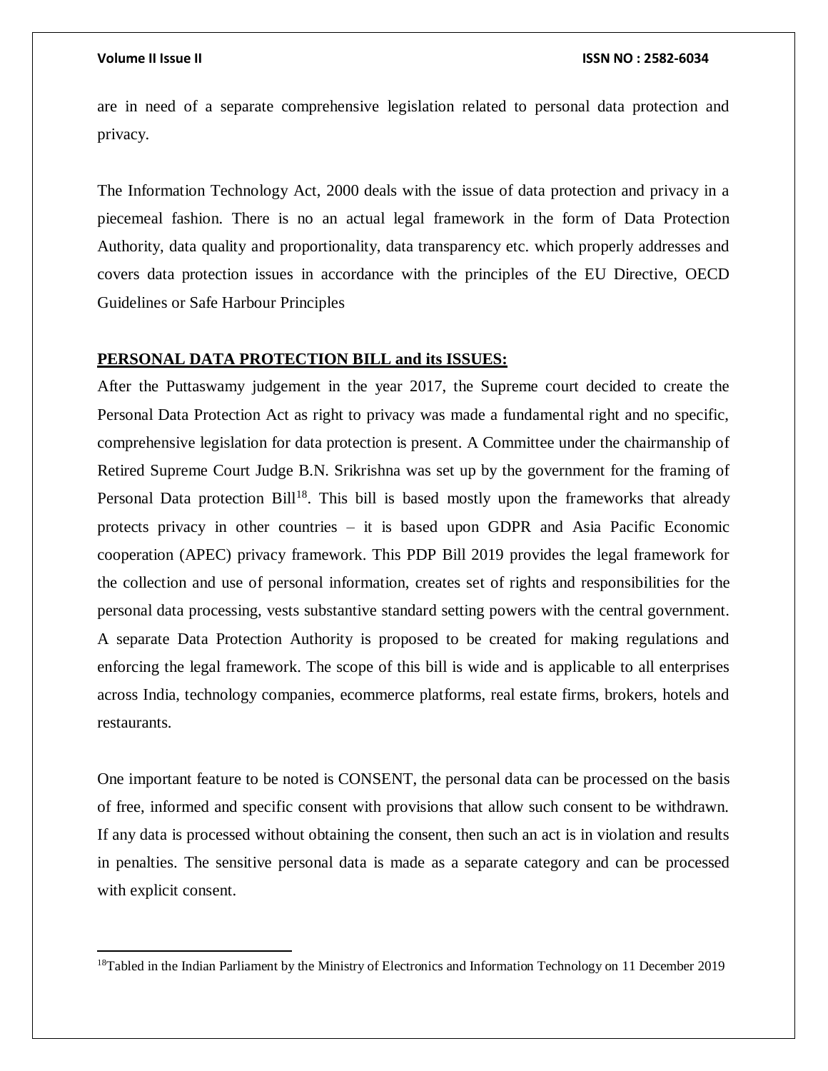are in need of a separate comprehensive legislation related to personal data protection and privacy.

The Information Technology Act, 2000 deals with the issue of data protection and privacy in a piecemeal fashion. There is no an actual legal framework in the form of Data Protection Authority, data quality and proportionality, data transparency etc. which properly addresses and covers data protection issues in accordance with the principles of the EU Directive, OECD Guidelines or Safe Harbour Principles

## PERSONAL DATA PROTECTION BILL and its ISSUES:

After the Puttaswamy judgement in the year 2017, the Supreme court decided to create the Personal Data Protection Act as right to privacy was made a fundamental right and no specific, comprehensive legislation for data protection is present. A Committee under the chairmanship of Retired Supreme Court Judge B.N. Srikrishna was set up by the government for the framing of Personal Data protection Bill[18]. This bill is based mostly upon the frameworks that already protects privacy in other countries – it is based upon GDPR and Asia Pacific Economic cooperation (APEC) privacy framework. This PDP Bill 2019 provides the legal framework for the collection and use of personal information, creates set of rights and responsibilities for the personal data processing, vests substantive standard setting powers with the central government. A separate Data Protection Authority is proposed to be created for making regulations and enforcing the legal framework. The scope of this bill is wide and is applicable to all enterprises across India, technology companies, ecommerce platforms, real estate firms, brokers, hotels and restaurants.

One important feature to be noted is CONSENT, the personal data can be processed on the basis of free, informed and specific consent with provisions that allow such consent to be withdrawn. If any data is processed without obtaining the consent, then such an act is in violation and results in penalties. The sensitive personal data is made as a separate category and can be processed with explicit consent.

---

[18] Tabled in the Indian Parliament by the Ministry of Electronics and Information Technology on 11 December 2019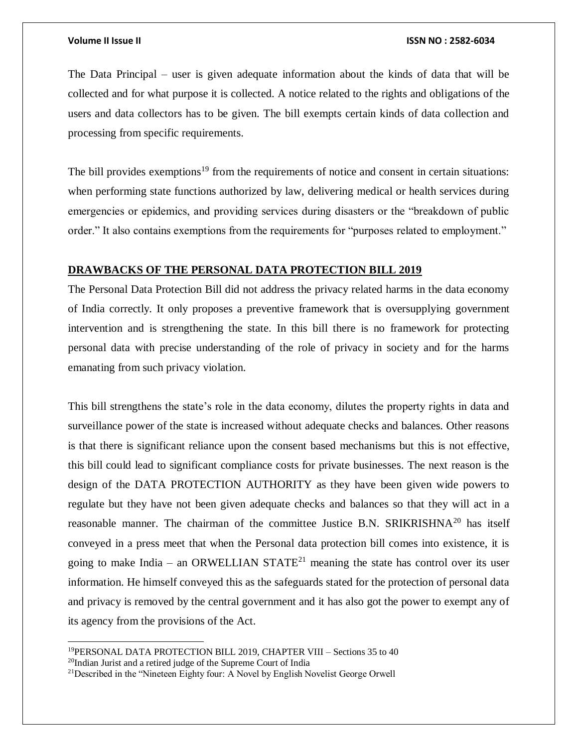The Data Principal – user is given adequate information about the kinds of data that will be collected and for what purpose it is collected. A notice related to the rights and obligations of the users and data collectors has to be given. The bill exempts certain kinds of data collection and processing from specific requirements.

The bill provides exemptions[19] from the requirements of notice and consent in certain situations: when performing state functions authorized by law, delivering medical or health services during emergencies or epidemics, and providing services during disasters or the "breakdown of public order." It also contains exemptions from the requirements for "purposes related to employment."

## DRAWBACKS OF THE PERSONAL DATA PROTECTION BILL 2019

The Personal Data Protection Bill did not address the privacy related harms in the data economy of India correctly. It only proposes a preventive framework that is oversupplying government intervention and is strengthening the state. In this bill there is no framework for protecting personal data with precise understanding of the role of privacy in society and for the harms emanating from such privacy violation.

This bill strengthens the state's role in the data economy, dilutes the property rights in data and surveillance power of the state is increased without adequate checks and balances. Other reasons is that there is significant reliance upon the consent based mechanisms but this is not effective, this bill could lead to significant compliance costs for private businesses. The next reason is the design of the DATA PROTECTION AUTHORITY as they have been given wide powers to regulate but they have not been given adequate checks and balances so that they will act in a reasonable manner. The chairman of the committee Justice B.N. SRIKRISHNA[20] has itself conveyed in a press meet that when the Personal data protection bill comes into existence, it is going to make India – an ORWELLIAN STATE[21] meaning the state has control over its user information. He himself conveyed this as the safeguards stated for the protection of personal data and privacy is removed by the central government and it has also got the power to exempt any of its agency from the provisions of the Act.

---

[19] PERSONAL DATA PROTECTION BILL 2019, CHAPTER VIII – Sections 35 to 40

[20] Indian Jurist and a retired judge of the Supreme Court of India

[21] Described in the "Nineteen Eighty four: A Novel by English Novelist George Orwell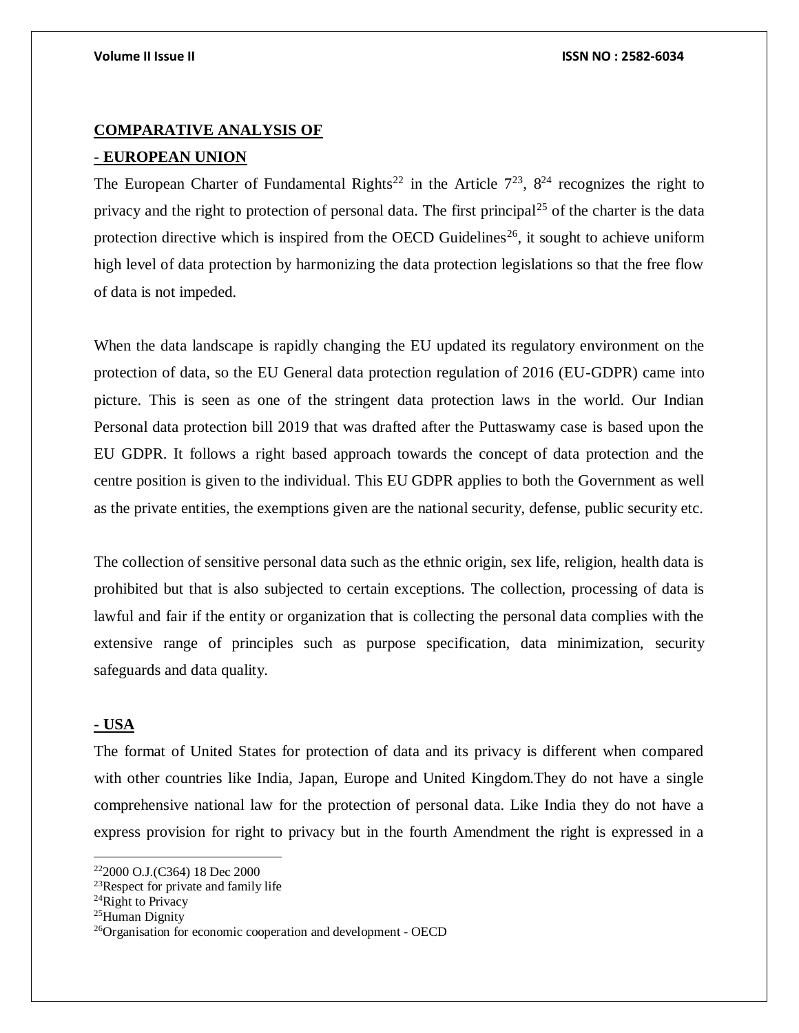**COMPARATIVE ANALYSIS OF**

**- EUROPEAN UNION**

The European Charter of Fundamental Rights[22] in the Article 7[23], 8[24] recognizes the right to privacy and the right to protection of personal data. The first principal[25] of the charter is the data protection directive which is inspired from the OECD Guidelines[26], it sought to achieve uniform high level of data protection by harmonizing the data protection legislations so that the free flow of data is not impeded.

When the data landscape is rapidly changing the EU updated its regulatory environment on the protection of data, so the EU General data protection regulation of 2016 (EU-GDPR) came into picture. This is seen as one of the stringent data protection laws in the world. Our Indian Personal data protection bill 2019 that was drafted after the Puttaswamy case is based upon the EU GDPR. It follows a right based approach towards the concept of data protection and the centre position is given to the individual. This EU GDPR applies to both the Government as well as the private entities, the exemptions given are the national security, defense, public security etc.

The collection of sensitive personal data such as the ethnic origin, sex life, religion, health data is prohibited but that is also subjected to certain exceptions. The collection, processing of data is lawful and fair if the entity or organization that is collecting the personal data complies with the extensive range of principles such as purpose specification, data minimization, security safeguards and data quality.

**- USA**

The format of United States for protection of data and its privacy is different when compared with other countries like India, Japan, Europe and United Kingdom.They do not have a single comprehensive national law for the protection of personal data. Like India they do not have a express provision for right to privacy but in the fourth Amendment the right is expressed in a

---

[22] 2000 O.J.(C364) 18 Dec 2000

[23] Respect for private and family life

[24] Right to Privacy

[25] Human Dignity

[26] Organisation for economic cooperation and development - OECD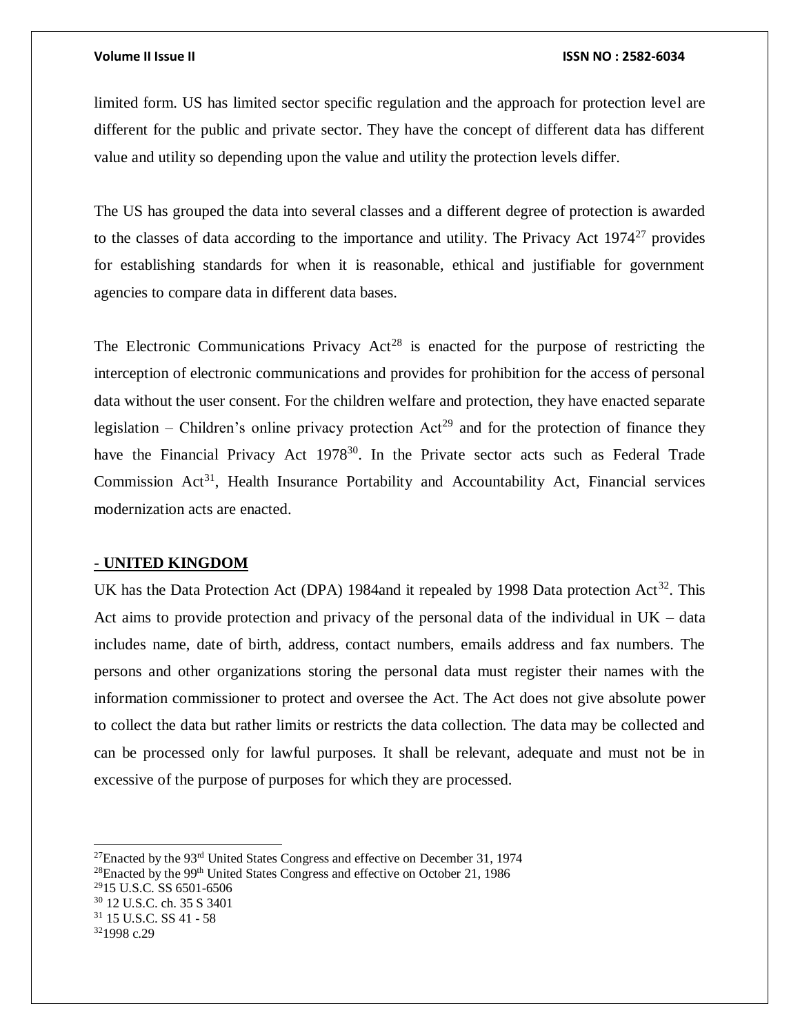limited form. US has limited sector specific regulation and the approach for protection level are different for the public and private sector. They have the concept of different data has different value and utility so depending upon the value and utility the protection levels differ.

The US has grouped the data into several classes and a different degree of protection is awarded to the classes of data according to the importance and utility. The Privacy Act 1974[27] provides for establishing standards for when it is reasonable, ethical and justifiable for government agencies to compare data in different data bases.

The Electronic Communications Privacy Act[28] is enacted for the purpose of restricting the interception of electronic communications and provides for prohibition for the access of personal data without the user consent. For the children welfare and protection, they have enacted separate legislation – Children's online privacy protection Act[29] and for the protection of finance they have the Financial Privacy Act 1978[30]. In the Private sector acts such as Federal Trade Commission Act[31], Health Insurance Portability and Accountability Act, Financial services modernization acts are enacted.

**- UNITED KINGDOM**

UK has the Data Protection Act (DPA) 1984and it repealed by 1998 Data protection Act[32]. This Act aims to provide protection and privacy of the personal data of the individual in UK – data includes name, date of birth, address, contact numbers, emails address and fax numbers. The persons and other organizations storing the personal data must register their names with the information commissioner to protect and oversee the Act. The Act does not give absolute power to collect the data but rather limits or restricts the data collection. The data may be collected and can be processed only for lawful purposes. It shall be relevant, adequate and must not be in excessive of the purpose of purposes for which they are processed.

---

[27]Enacted by the 93rd United States Congress and effective on December 31, 1974

[28]Enacted by the 99th United States Congress and effective on October 21, 1986

[29]15 U.S.C. SS 6501-6506

[30] 12 U.S.C. ch. 35 S 3401

[31] 15 U.S.C. SS 41 - 58

[32]1998 c.29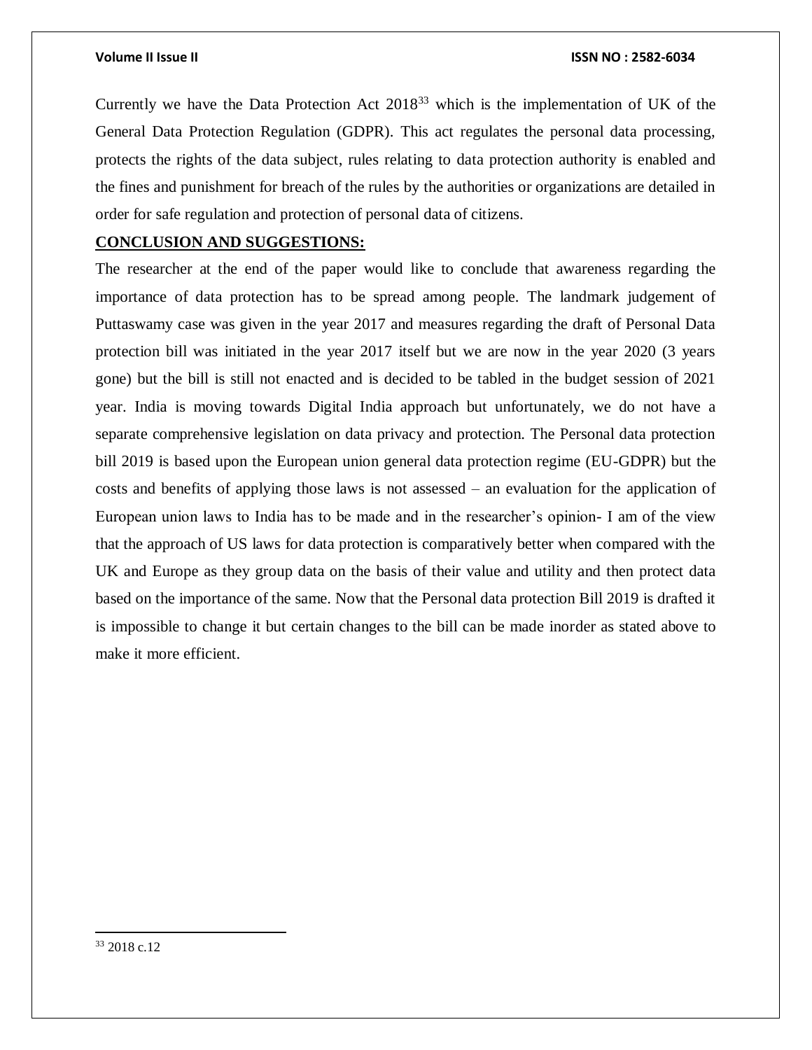Currently we have the Data Protection Act 2018[33] which is the implementation of UK of the General Data Protection Regulation (GDPR). This act regulates the personal data processing, protects the rights of the data subject, rules relating to data protection authority is enabled and the fines and punishment for breach of the rules by the authorities or organizations are detailed in order for safe regulation and protection of personal data of citizens.

## CONCLUSION AND SUGGESTIONS:

The researcher at the end of the paper would like to conclude that awareness regarding the importance of data protection has to be spread among people. The landmark judgement of Puttaswamy case was given in the year 2017 and measures regarding the draft of Personal Data protection bill was initiated in the year 2017 itself but we are now in the year 2020 (3 years gone) but the bill is still not enacted and is decided to be tabled in the budget session of 2021 year. India is moving towards Digital India approach but unfortunately, we do not have a separate comprehensive legislation on data privacy and protection. The Personal data protection bill 2019 is based upon the European union general data protection regime (EU-GDPR) but the costs and benefits of applying those laws is not assessed – an evaluation for the application of European union laws to India has to be made and in the researcher's opinion- I am of the view that the approach of US laws for data protection is comparatively better when compared with the UK and Europe as they group data on the basis of their value and utility and then protect data based on the importance of the same. Now that the Personal data protection Bill 2019 is drafted it is impossible to change it but certain changes to the bill can be made inorder as stated above to make it more efficient.

---

[33] 2018 c.12